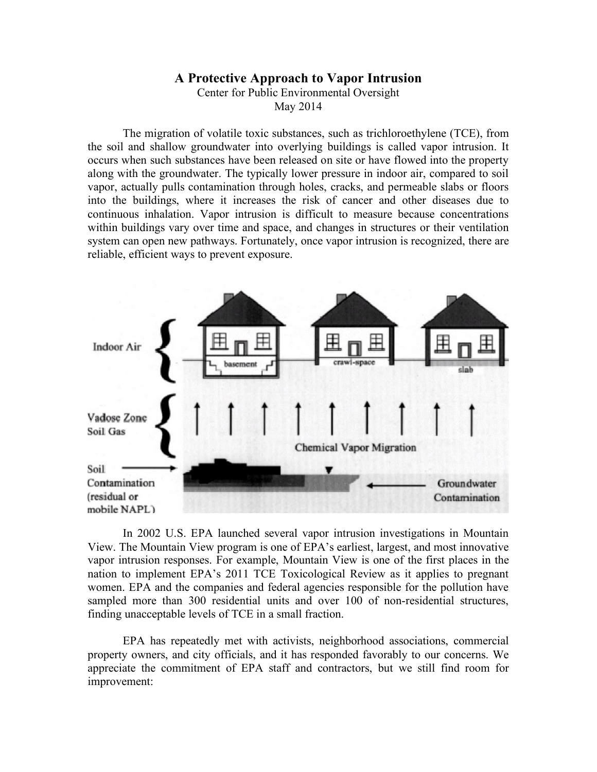# A Protective Approach to Vapor Intrusion

Center for Public Environmental Oversight
May 2014

The migration of volatile toxic substances, such as trichloroethylene (TCE), from the soil and shallow groundwater into overlying buildings is called vapor intrusion. It occurs when such substances have been released on site or have flowed into the property along with the groundwater. The typically lower pressure in indoor air, compared to soil vapor, actually pulls contamination through holes, cracks, and permeable slabs or floors into the buildings, where it increases the risk of cancer and other diseases due to continuous inhalation. Vapor intrusion is difficult to measure because concentrations within buildings vary over time and space, and changes in structures or their ventilation system can open new pathways. Fortunately, once vapor intrusion is recognized, there are reliable, efficient ways to prevent exposure.

In 2002 U.S. EPA launched several vapor intrusion investigations in Mountain View. The Mountain View program is one of EPA's earliest, largest, and most innovative vapor intrusion responses. For example, Mountain View is one of the first places in the nation to implement EPA's 2011 TCE Toxicological Review as it applies to pregnant women. EPA and the companies and federal agencies responsible for the pollution have sampled more than 300 residential units and over 100 of non-residential structures, finding unacceptable levels of TCE in a small fraction.

EPA has repeatedly met with activists, neighborhood associations, commercial property owners, and city officials, and it has responded favorably to our concerns. We appreciate the commitment of EPA staff and contractors, but we still find room for improvement: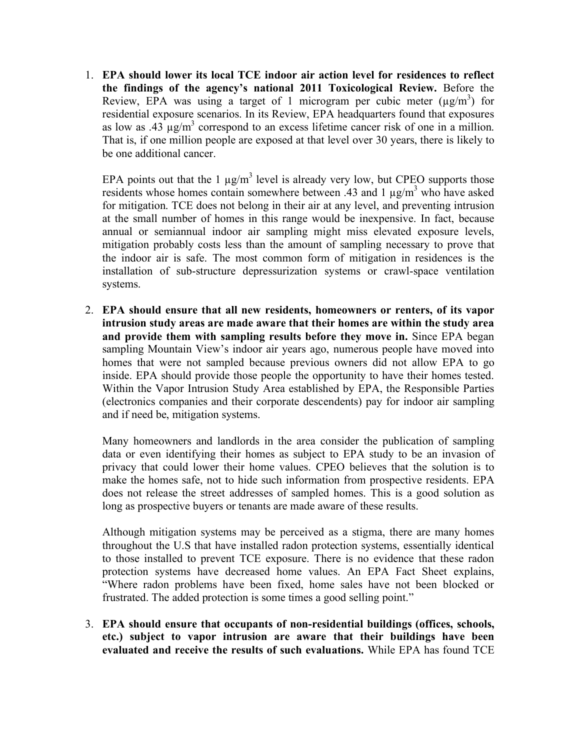1. **EPA should lower its local TCE indoor air action level for residences to reflect the findings of the agency's national 2011 Toxicological Review.** Before the Review, EPA was using a target of 1 microgram per cubic meter ($\mu g/m^3$) for residential exposure scenarios. In its Review, EPA headquarters found that exposures as low as .43 $\mu g/m^3$ correspond to an excess lifetime cancer risk of one in a million. That is, if one million people are exposed at that level over 30 years, there is likely to be one additional cancer.

   EPA points out that the 1 $\mu g/m^3$ level is already very low, but CPEO supports those residents whose homes contain somewhere between .43 and 1 $\mu g/m^3$ who have asked for mitigation. TCE does not belong in their air at any level, and preventing intrusion at the small number of homes in this range would be inexpensive. In fact, because annual or semiannual indoor air sampling might miss elevated exposure levels, mitigation probably costs less than the amount of sampling necessary to prove that the indoor air is safe. The most common form of mitigation in residences is the installation of sub-structure depressurization systems or crawl-space ventilation systems.

2. **EPA should ensure that all new residents, homeowners or renters, of its vapor intrusion study areas are made aware that their homes are within the study area and provide them with sampling results before they move in.** Since EPA began sampling Mountain View's indoor air years ago, numerous people have moved into homes that were not sampled because previous owners did not allow EPA to go inside. EPA should provide those people the opportunity to have their homes tested. Within the Vapor Intrusion Study Area established by EPA, the Responsible Parties (electronics companies and their corporate descendents) pay for indoor air sampling and if need be, mitigation systems.

   Many homeowners and landlords in the area consider the publication of sampling data or even identifying their homes as subject to EPA study to be an invasion of privacy that could lower their home values. CPEO believes that the solution is to make the homes safe, not to hide such information from prospective residents. EPA does not release the street addresses of sampled homes. This is a good solution as long as prospective buyers or tenants are made aware of these results.

   Although mitigation systems may be perceived as a stigma, there are many homes throughout the U.S that have installed radon protection systems, essentially identical to those installed to prevent TCE exposure. There is no evidence that these radon protection systems have decreased home values. An EPA Fact Sheet explains, "Where radon problems have been fixed, home sales have not been blocked or frustrated. The added protection is some times a good selling point."

3. **EPA should ensure that occupants of non-residential buildings (offices, schools, etc.) subject to vapor intrusion are aware that their buildings have been evaluated and receive the results of such evaluations.** While EPA has found TCE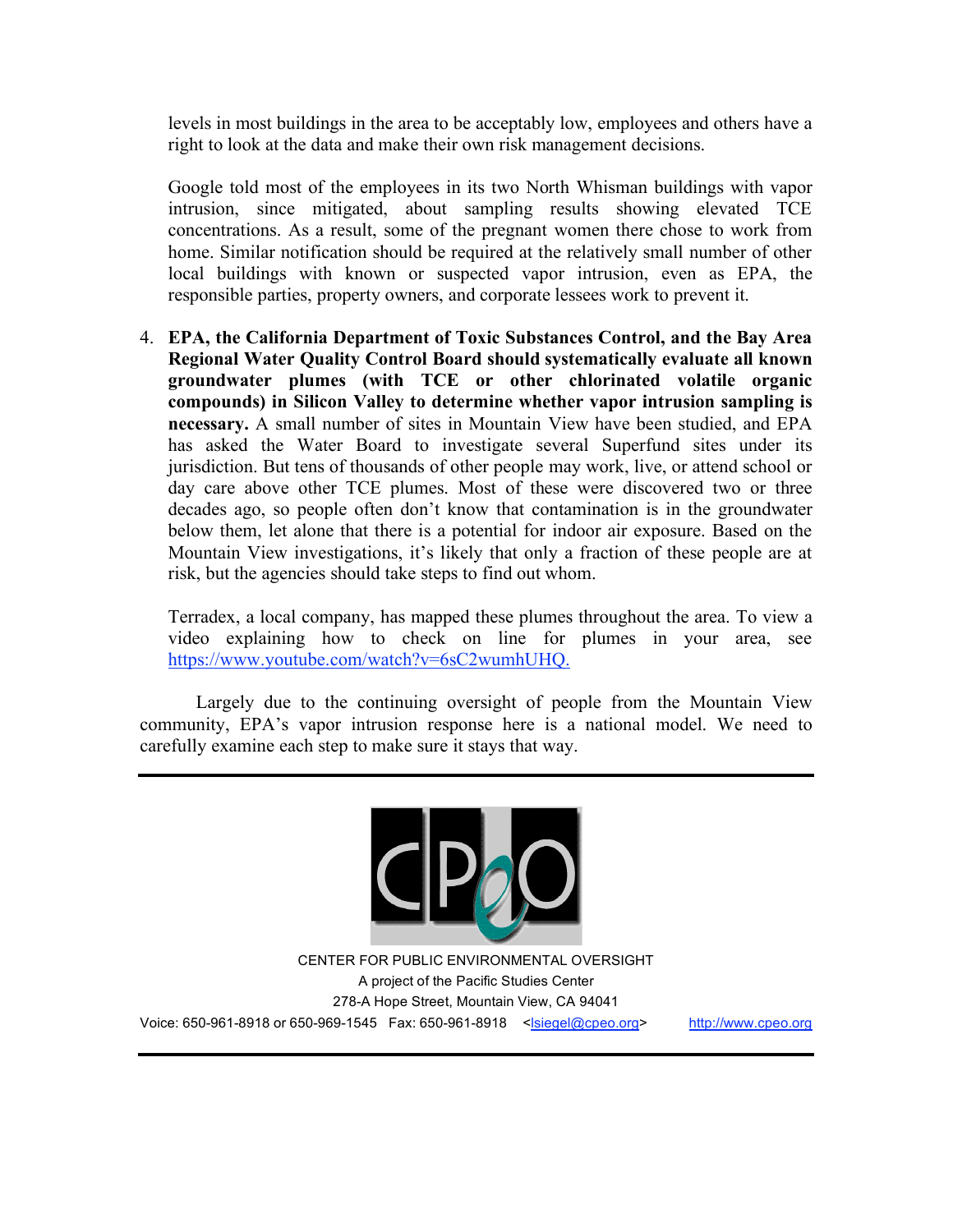levels in most buildings in the area to be acceptably low, employees and others have a right to look at the data and make their own risk management decisions.

Google told most of the employees in its two North Whisman buildings with vapor intrusion, since mitigated, about sampling results showing elevated TCE concentrations. As a result, some of the pregnant women there chose to work from home. Similar notification should be required at the relatively small number of other local buildings with known or suspected vapor intrusion, even as EPA, the responsible parties, property owners, and corporate lessees work to prevent it.

4. **EPA, the California Department of Toxic Substances Control, and the Bay Area Regional Water Quality Control Board should systematically evaluate all known groundwater plumes (with TCE or other chlorinated volatile organic compounds) in Silicon Valley to determine whether vapor intrusion sampling is necessary.** A small number of sites in Mountain View have been studied, and EPA has asked the Water Board to investigate several Superfund sites under its jurisdiction. But tens of thousands of other people may work, live, or attend school or day care above other TCE plumes. Most of these were discovered two or three decades ago, so people often don't know that contamination is in the groundwater below them, let alone that there is a potential for indoor air exposure. Based on the Mountain View investigations, it's likely that only a fraction of these people are at risk, but the agencies should take steps to find out whom.

   Terradex, a local company, has mapped these plumes throughout the area. To view a video explaining how to check on line for plumes in your area, see https://www.youtube.com/watch?v=6sC2wumhUHQ.

Largely due to the continuing oversight of people from the Mountain View community, EPA's vapor intrusion response here is a national model. We need to carefully examine each step to make sure it stays that way.

---

CPeO

CENTER FOR PUBLIC ENVIRONMENTAL OVERSIGHT
A project of the Pacific Studies Center
278-A Hope Street, Mountain View, CA 94041
Voice: 650-961-8918 or 650-969-1545 Fax: 650-961-8918 <lsiegel@cpeo.org> http://www.cpeo.org